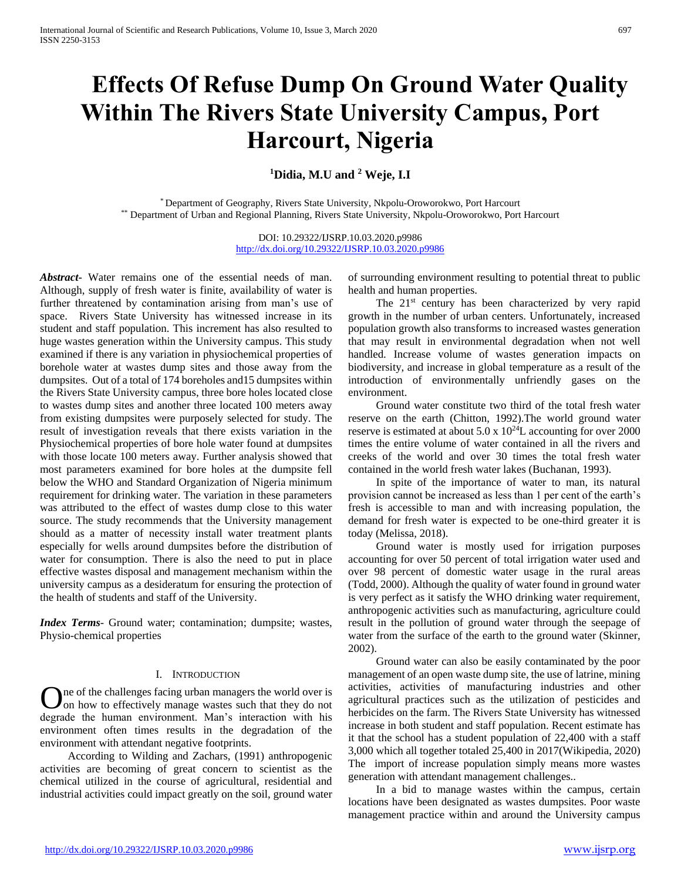# Effects Of Refuse Dump On Ground Water Quality Within The Rivers State University Campus, Port Harcourt, Nigeria

**[1]Didia, M.U and [2] Weje, I.I**

[*] Department of Geography, Rivers State University, Nkpolu-Oroworokwo, Port Harcourt
[**] Department of Urban and Regional Planning, Rivers State University, Nkpolu-Oroworokwo, Port Harcourt

DOI: 10.29322/IJSRP.10.03.2020.p9986
http://dx.doi.org/10.29322/IJSRP.10.03.2020.p9986

***Abstract***- Water remains one of the essential needs of man. Although, supply of fresh water is finite, availability of water is further threatened by contamination arising from man's use of space. Rivers State University has witnessed increase in its student and staff population. This increment has also resulted to huge wastes generation within the University campus. This study examined if there is any variation in physiochemical properties of borehole water at wastes dump sites and those away from the dumpsites. Out of a total of 174 boreholes and15 dumpsites within the Rivers State University campus, three bore holes located close to wastes dump sites and another three located 100 meters away from existing dumpsites were purposely selected for study. The result of investigation reveals that there exists variation in the Physiochemical properties of bore hole water found at dumpsites with those locate 100 meters away. Further analysis showed that most parameters examined for bore holes at the dumpsite fell below the WHO and Standard Organization of Nigeria minimum requirement for drinking water. The variation in these parameters was attributed to the effect of wastes dump close to this water source. The study recommends that the University management should as a matter of necessity install water treatment plants especially for wells around dumpsites before the distribution of water for consumption. There is also the need to put in place effective wastes disposal and management mechanism within the university campus as a desideratum for ensuring the protection of the health of students and staff of the University.

***Index Terms***- Ground water; contamination; dumpsite; wastes, Physio-chemical properties

## I. Introduction

One of the challenges facing urban managers the world over is on how to effectively manage wastes such that they do not degrade the human environment. Man's interaction with his environment often times results in the degradation of the environment with attendant negative footprints.

According to Wilding and Zachars, (1991) anthropogenic activities are becoming of great concern to scientist as the chemical utilized in the course of agricultural, residential and industrial activities could impact greatly on the soil, ground water of surrounding environment resulting to potential threat to public health and human properties.

The 21st century has been characterized by very rapid growth in the number of urban centers. Unfortunately, increased population growth also transforms to increased wastes generation that may result in environmental degradation when not well handled. Increase volume of wastes generation impacts on biodiversity, and increase in global temperature as a result of the introduction of environmentally unfriendly gases on the environment.

Ground water constitute two third of the total fresh water reserve on the earth (Chitton, 1992).The world ground water reserve is estimated at about $5.0 \times 10^{24}$L accounting for over 2000 times the entire volume of water contained in all the rivers and creeks of the world and over 30 times the total fresh water contained in the world fresh water lakes (Buchanan, 1993).

In spite of the importance of water to man, its natural provision cannot be increased as less than 1 per cent of the earth's fresh is accessible to man and with increasing population, the demand for fresh water is expected to be one-third greater it is today (Melissa, 2018).

Ground water is mostly used for irrigation purposes accounting for over 50 percent of total irrigation water used and over 98 percent of domestic water usage in the rural areas (Todd, 2000). Although the quality of water found in ground water is very perfect as it satisfy the WHO drinking water requirement, anthropogenic activities such as manufacturing, agriculture could result in the pollution of ground water through the seepage of water from the surface of the earth to the ground water (Skinner, 2002).

Ground water can also be easily contaminated by the poor management of an open waste dump site, the use of latrine, mining activities, activities of manufacturing industries and other agricultural practices such as the utilization of pesticides and herbicides on the farm. The Rivers State University has witnessed increase in both student and staff population. Recent estimate has it that the school has a student population of 22,400 with a staff 3,000 which all together totaled 25,400 in 2017(Wikipedia, 2020) The import of increase population simply means more wastes generation with attendant management challenges..

In a bid to manage wastes within the campus, certain locations have been designated as wastes dumpsites. Poor waste management practice within and around the University campus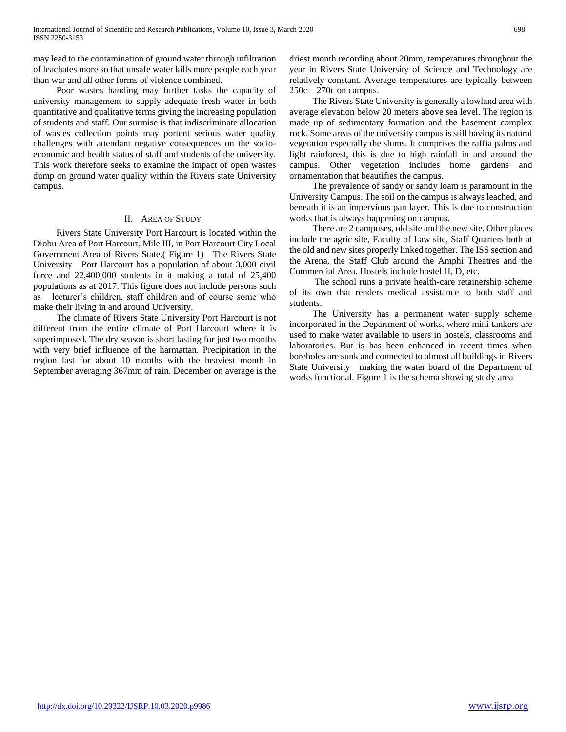may lead to the contamination of ground water through infiltration of leachates more so that unsafe water kills more people each year than war and all other forms of violence combined.

Poor wastes handing may further tasks the capacity of university management to supply adequate fresh water in both quantitative and qualitative terms giving the increasing population of students and staff. Our surmise is that indiscriminate allocation of wastes collection points may portent serious water quality challenges with attendant negative consequences on the socio-economic and health status of staff and students of the university. This work therefore seeks to examine the impact of open wastes dump on ground water quality within the Rivers state University campus.

## II. Area of Study

Rivers State University Port Harcourt is located within the Diobu Area of Port Harcourt, Mile III, in Port Harcourt City Local Government Area of Rivers State.( Figure 1) The Rivers State University Port Harcourt has a population of about 3,000 civil force and 22,400,000 students in it making a total of 25,400 populations as at 2017. This figure does not include persons such as lecturer's children, staff children and of course some who make their living in and around University.

The climate of Rivers State University Port Harcourt is not different from the entire climate of Port Harcourt where it is superimposed. The dry season is short lasting for just two months with very brief influence of the harmattan. Precipitation in the region last for about 10 months with the heaviest month in September averaging 367mm of rain. December on average is the driest month recording about 20mm, temperatures throughout the year in Rivers State University of Science and Technology are relatively constant. Average temperatures are typically between 250c – 270c on campus.

The Rivers State University is generally a lowland area with average elevation below 20 meters above sea level. The region is made up of sedimentary formation and the basement complex rock. Some areas of the university campus is still having its natural vegetation especially the slums. It comprises the raffia palms and light rainforest, this is due to high rainfall in and around the campus. Other vegetation includes home gardens and ornamentation that beautifies the campus.

The prevalence of sandy or sandy loam is paramount in the University Campus. The soil on the campus is always leached, and beneath it is an impervious pan layer. This is due to construction works that is always happening on campus.

There are 2 campuses, old site and the new site. Other places include the agric site, Faculty of Law site, Staff Quarters both at the old and new sites properly linked together. The ISS section and the Arena, the Staff Club around the Amphi Theatres and the Commercial Area. Hostels include hostel H, D, etc.

The school runs a private health-care retainership scheme of its own that renders medical assistance to both staff and students.

The University has a permanent water supply scheme incorporated in the Department of works, where mini tankers are used to make water available to users in hostels, classrooms and laboratories. But is has been enhanced in recent times when boreholes are sunk and connected to almost all buildings in Rivers State University making the water board of the Department of works functional. Figure 1 is the schema showing study area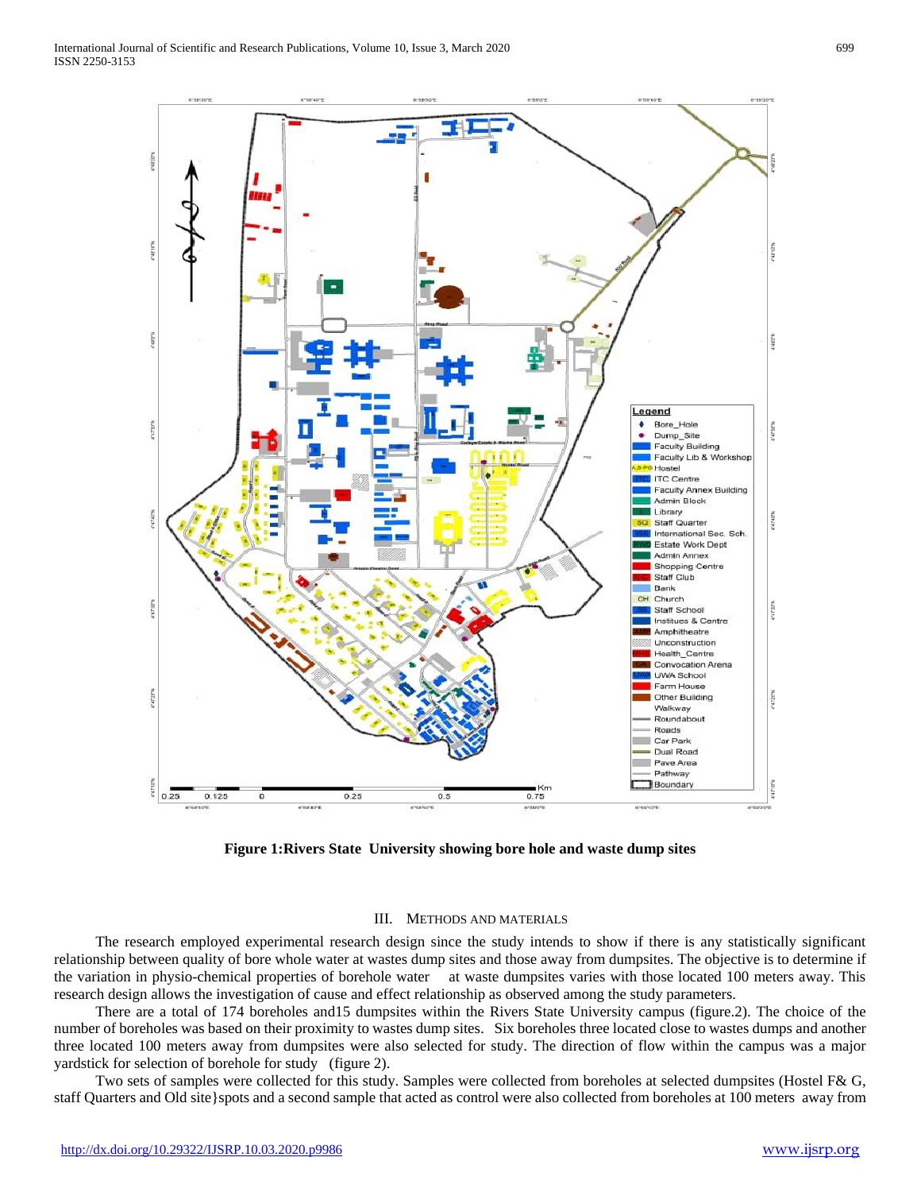**Figure 1:Rivers State University showing bore hole and waste dump sites**

## III. METHODS AND MATERIALS

The research employed experimental research design since the study intends to show if there is any statistically significant relationship between quality of bore whole water at wastes dump sites and those away from dumpsites. The objective is to determine if the variation in physio-chemical properties of borehole water at waste dumpsites varies with those located 100 meters away. This research design allows the investigation of cause and effect relationship as observed among the study parameters.

There are a total of 174 boreholes and15 dumpsites within the Rivers State University campus (figure.2). The choice of the number of boreholes was based on their proximity to wastes dump sites. Six boreholes three located close to wastes dumps and another three located 100 meters away from dumpsites were also selected for study. The direction of flow within the campus was a major yardstick for selection of borehole for study (figure 2).

Two sets of samples were collected for this study. Samples were collected from boreholes at selected dumpsites (Hostel F& G, staff Quarters and Old site}spots and a second sample that acted as control were also collected from boreholes at 100 meters away from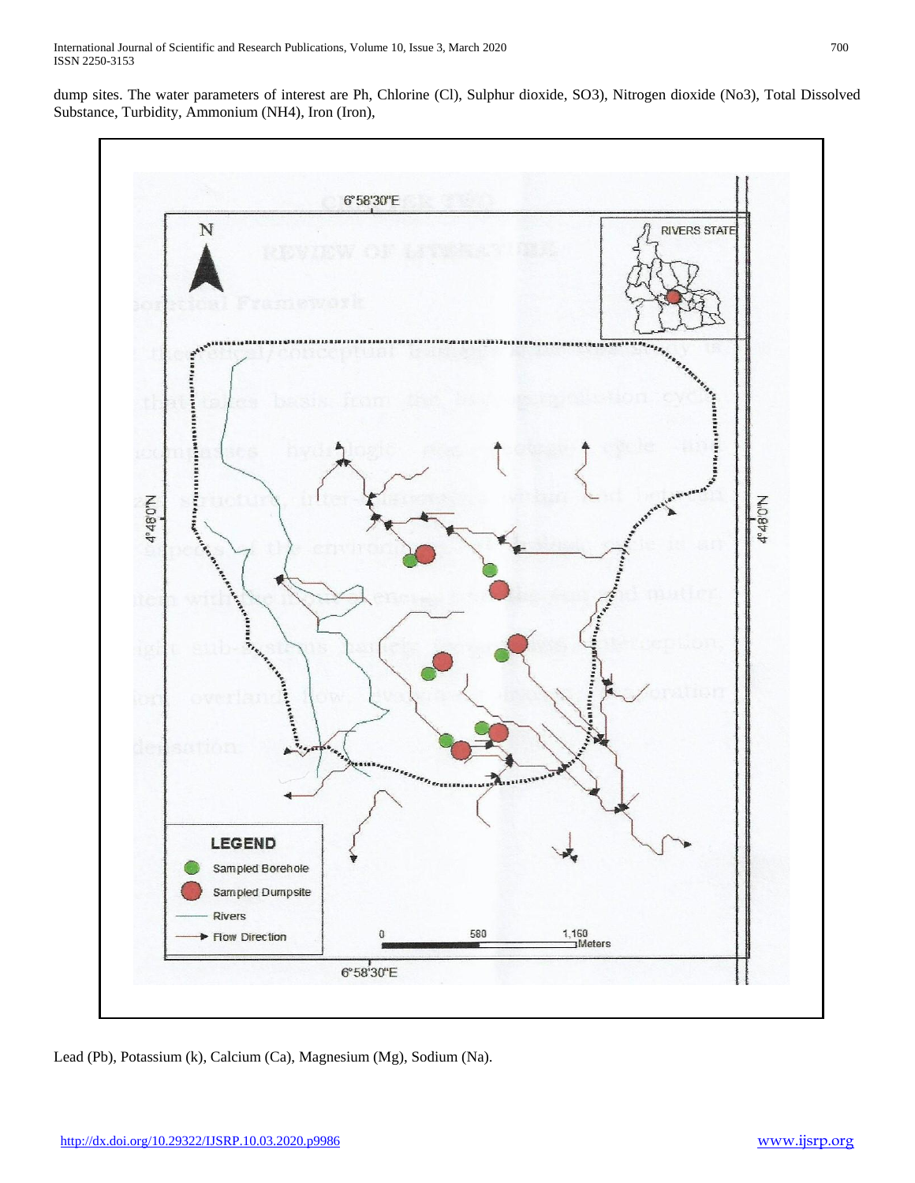dump sites. The water parameters of interest are Ph, Chlorine (Cl), Sulphur dioxide, SO3), Nitrogen dioxide (No3), Total Dissolved Substance, Turbidity, Ammonium (NH4), Iron (Iron),

Lead (Pb), Potassium (k), Calcium (Ca), Magnesium (Mg), Sodium (Na).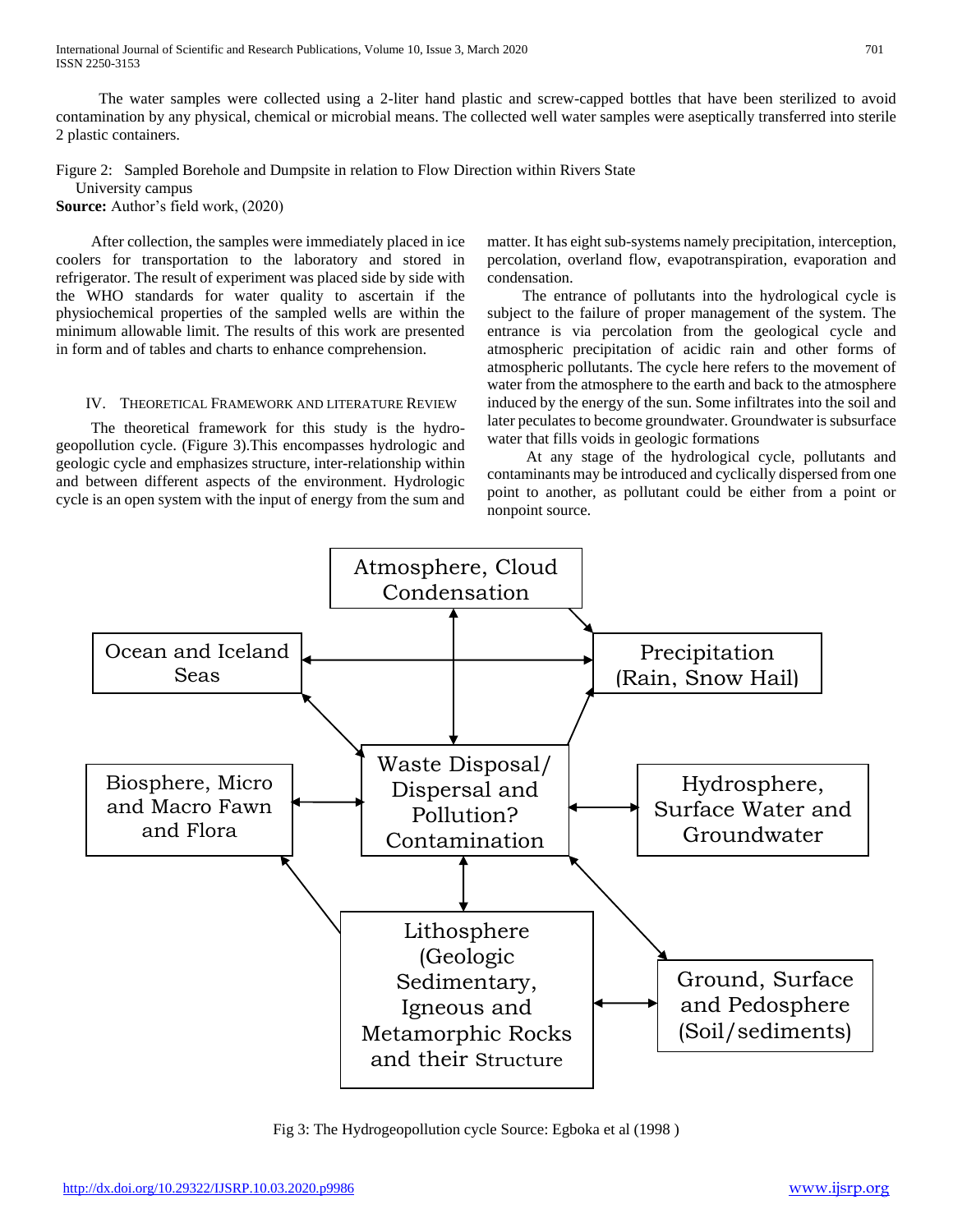The water samples were collected using a 2-liter hand plastic and screw-capped bottles that have been sterilized to avoid contamination by any physical, chemical or microbial means. The collected well water samples were aseptically transferred into sterile 2 plastic containers.

Figure 2: Sampled Borehole and Dumpsite in relation to Flow Direction within Rivers State University campus
**Source:** Author's field work, (2020)

After collection, the samples were immediately placed in ice coolers for transportation to the laboratory and stored in refrigerator. The result of experiment was placed side by side with the WHO standards for water quality to ascertain if the physiochemical properties of the sampled wells are within the minimum allowable limit. The results of this work are presented in form and of tables and charts to enhance comprehension.

## IV. Theoretical Framework and Literature Review

The theoretical framework for this study is the hydro-geopollution cycle. (Figure 3).This encompasses hydrologic and geologic cycle and emphasizes structure, inter-relationship within and between different aspects of the environment. Hydrologic cycle is an open system with the input of energy from the sum and matter. It has eight sub-systems namely precipitation, interception, percolation, overland flow, evapotranspiration, evaporation and condensation.

The entrance of pollutants into the hydrological cycle is subject to the failure of proper management of the system. The entrance is via percolation from the geological cycle and atmospheric precipitation of acidic rain and other forms of atmospheric pollutants. The cycle here refers to the movement of water from the atmosphere to the earth and back to the atmosphere induced by the energy of the sun. Some infiltrates into the soil and later peculates to become groundwater. Groundwater is subsurface water that fills voids in geologic formations

At any stage of the hydrological cycle, pollutants and contaminants may be introduced and cyclically dispersed from one point to another, as pollutant could be either from a point or nonpoint source.

Atmosphere, Cloud Condensation

Ocean and Iceland Seas

Precipitation (Rain, Snow Hail)

Biosphere, Micro and Macro Fawn and Flora

Waste Disposal/ Dispersal and Pollution? Contamination

Hydrosphere, Surface Water and Groundwater

Lithosphere (Geologic Sedimentary, Igneous and Metamorphic Rocks and their Structure

Ground, Surface and Pedosphere (Soil/sediments)

Fig 3: The Hydrogeopollution cycle Source: Egboka et al (1998 )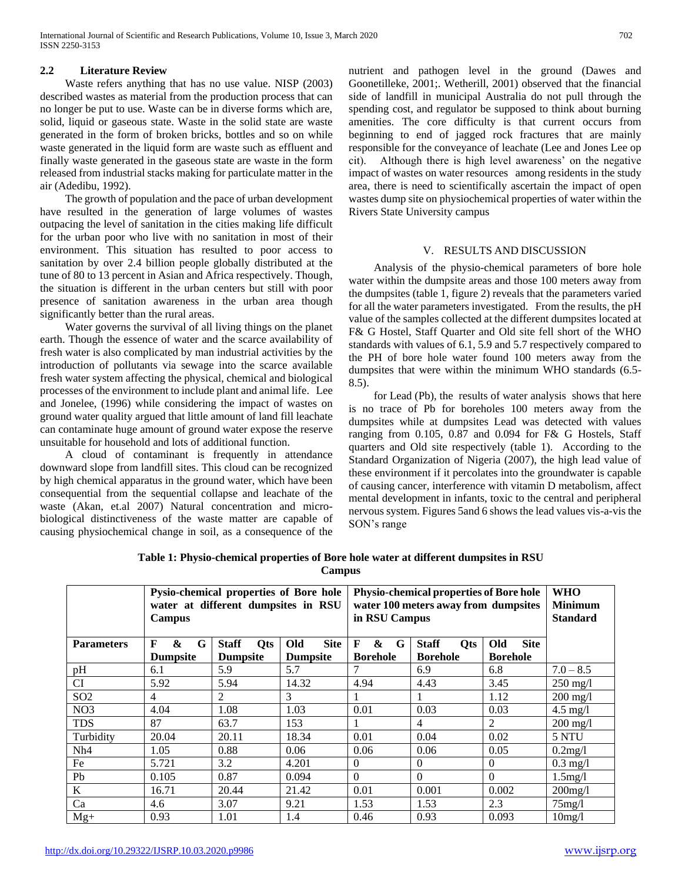### 2.2 Literature Review

Waste refers anything that has no use value. NISP (2003) described wastes as material from the production process that can no longer be put to use. Waste can be in diverse forms which are, solid, liquid or gaseous state. Waste in the solid state are waste generated in the form of broken bricks, bottles and so on while waste generated in the liquid form are waste such as effluent and finally waste generated in the gaseous state are waste in the form released from industrial stacks making for particulate matter in the air (Adedibu, 1992).

The growth of population and the pace of urban development have resulted in the generation of large volumes of wastes outpacing the level of sanitation in the cities making life difficult for the urban poor who live with no sanitation in most of their environment. This situation has resulted to poor access to sanitation by over 2.4 billion people globally distributed at the tune of 80 to 13 percent in Asian and Africa respectively. Though, the situation is different in the urban centers but still with poor presence of sanitation awareness in the urban area though significantly better than the rural areas.

Water governs the survival of all living things on the planet earth. Though the essence of water and the scarce availability of fresh water is also complicated by man industrial activities by the introduction of pollutants via sewage into the scarce available fresh water system affecting the physical, chemical and biological processes of the environment to include plant and animal life. Lee and Jonelee, (1996) while considering the impact of wastes on ground water quality argued that little amount of land fill leachate can contaminate huge amount of ground water expose the reserve unsuitable for household and lots of additional function.

A cloud of contaminant is frequently in attendance downward slope from landfill sites. This cloud can be recognized by high chemical apparatus in the ground water, which have been consequential from the sequential collapse and leachate of the waste (Akan, et.al 2007) Natural concentration and micro-biological distinctiveness of the waste matter are capable of causing physiochemical change in soil, as a consequence of the nutrient and pathogen level in the ground (Dawes and Goonetilleke, 2001;. Wetherill, 2001) observed that the financial side of landfill in municipal Australia do not pull through the spending cost, and regulator be supposed to think about burning amenities. The core difficulty is that current occurs from beginning to end of jagged rock fractures that are mainly responsible for the conveyance of leachate (Lee and Jones Lee op cit). Although there is high level awareness' on the negative impact of wastes on water resources among residents in the study area, there is need to scientifically ascertain the impact of open wastes dump site on physiochemical properties of water within the Rivers State University campus

## V. RESULTS AND DISCUSSION

Analysis of the physio-chemical parameters of bore hole water within the dumpsite areas and those 100 meters away from the dumpsites (table 1, figure 2) reveals that the parameters varied for all the water parameters investigated. From the results, the pH value of the samples collected at the different dumpsites located at F& G Hostel, Staff Quarter and Old site fell short of the WHO standards with values of 6.1, 5.9 and 5.7 respectively compared to the PH of bore hole water found 100 meters away from the dumpsites that were within the minimum WHO standards (6.5-8.5).

for Lead (Pb), the results of water analysis shows that here is no trace of Pb for boreholes 100 meters away from the dumpsites while at dumpsites Lead was detected with values ranging from 0.105, 0.87 and 0.094 for F& G Hostels, Staff quarters and Old site respectively (table 1). According to the Standard Organization of Nigeria (2007), the high lead value of these environment if it percolates into the groundwater is capable of causing cancer, interference with vitamin D metabolism, affect mental development in infants, toxic to the central and peripheral nervous system. Figures 5and 6 shows the lead values vis-a-vis the SON's range

**Table 1: Physio-chemical properties of Bore hole water at different dumpsites in RSU Campus**

| | Pysio-chemical properties of Bore hole water at different dumpsites in RSU Campus | | | Physio-chemical properties of Bore hole water 100 meters away from dumpsites in RSU Campus | | | WHO Minimum Standard |
|---|---|---|---|---|---|---|---|
| **Parameters** | **F & G Dumpsite** | **Staff Qts Dumpsite** | **Old Site Dumpsite** | **F & G Borehole** | **Staff Qts Borehole** | **Old Site Borehole** | |
| pH | 6.1 | 5.9 | 5.7 | 7 | 6.9 | 6.8 | 7.0 – 8.5 |
| CI | 5.92 | 5.94 | 14.32 | 4.94 | 4.43 | 3.45 | 250 mg/l |
| SO2 | 4 | 2 | 3 | 1 | 1 | 1.12 | 200 mg/l |
| NO3 | 4.04 | 1.08 | 1.03 | 0.01 | 0.03 | 0.03 | 4.5 mg/l |
| TDS | 87 | 63.7 | 153 | 1 | 4 | 2 | 200 mg/l |
| Turbidity | 20.04 | 20.11 | 18.34 | 0.01 | 0.04 | 0.02 | 5 NTU |
| Nh4 | 1.05 | 0.88 | 0.06 | 0.06 | 0.06 | 0.05 | 0.2mg/l |
| Fe | 5.721 | 3.2 | 4.201 | 0 | 0 | 0 | 0.3 mg/l |
| Pb | 0.105 | 0.87 | 0.094 | 0 | 0 | 0 | 1.5mg/l |
| K | 16.71 | 20.44 | 21.42 | 0.01 | 0.001 | 0.002 | 200mg/l |
| Ca | 4.6 | 3.07 | 9.21 | 1.53 | 1.53 | 2.3 | 75mg/l |
| Mg+ | 0.93 | 1.01 | 1.4 | 0.46 | 0.93 | 0.093 | 10mg/l |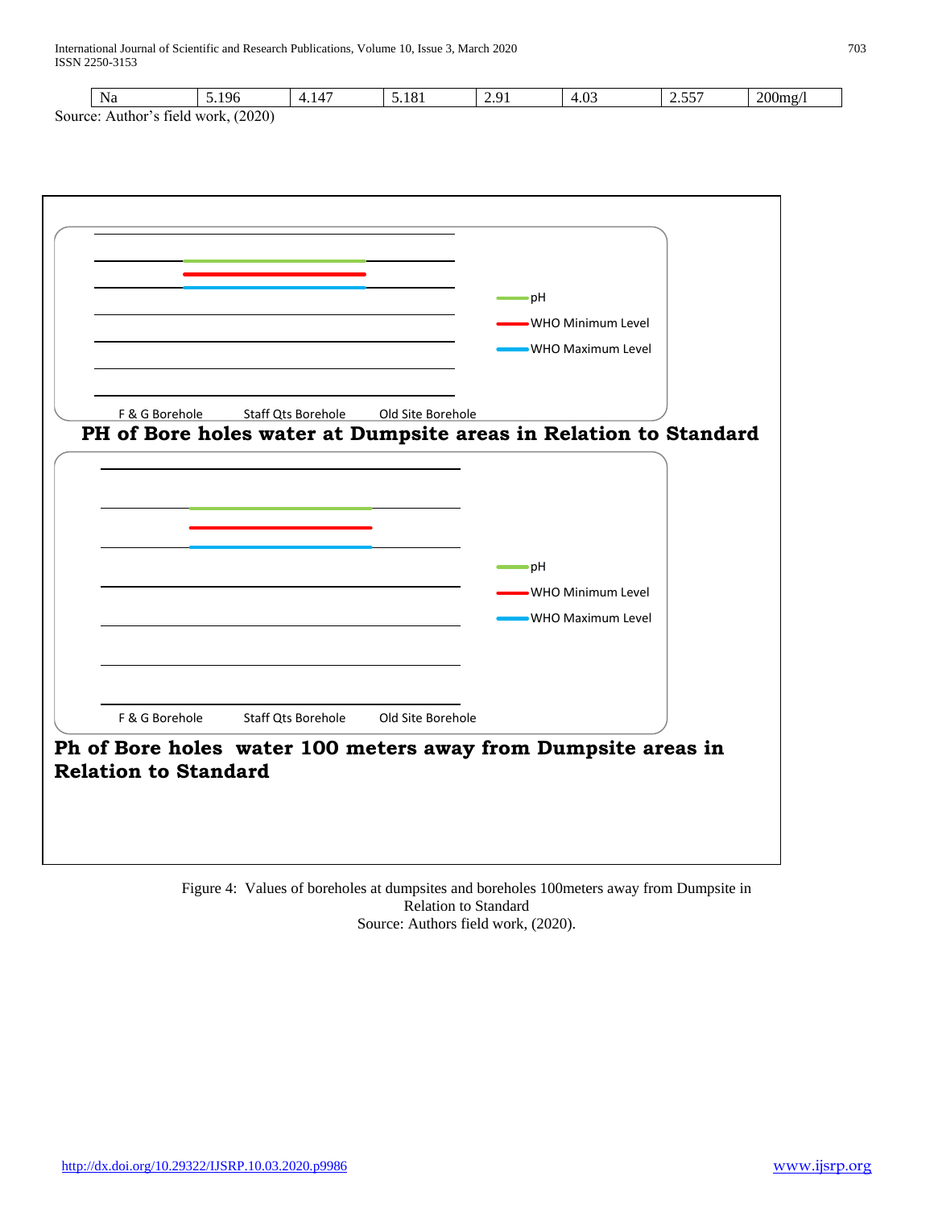| Na | 5.196 | 4.147 | 5.181 | 2.91 | 4.03 | 2.557 | 200mg/l |
|---|---|---|---|---|---|---|---|

Source: Author's field work, (2020)

pH
WHO Minimum Level
WHO Maximum Level

F & G Borehole Staff Qts Borehole Old Site Borehole

**PH of Bore holes water at Dumpsite areas in Relation to Standard**

pH
WHO Minimum Level
WHO Maximum Level

F & G Borehole Staff Qts Borehole Old Site Borehole

**Ph of Bore holes water 100 meters away from Dumpsite areas in Relation to Standard**

Figure 4: Values of boreholes at dumpsites and boreholes 100meters away from Dumpsite in Relation to Standard
Source: Authors field work, (2020).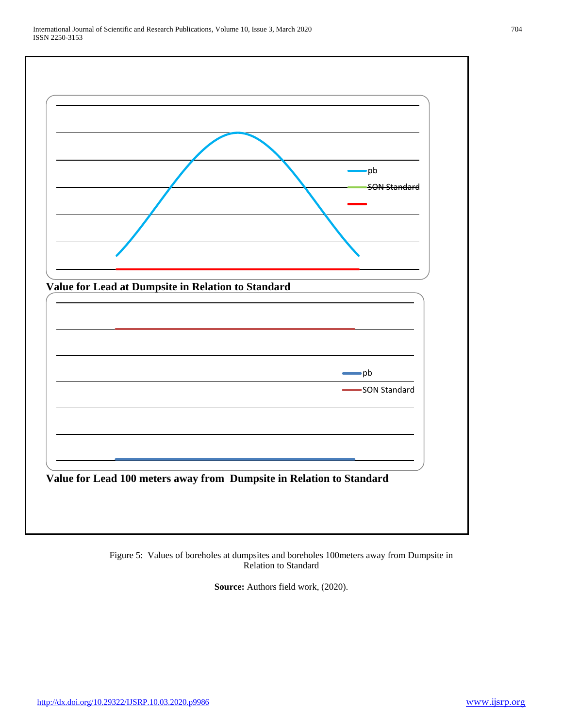**Value for Lead at Dumpsite in Relation to Standard**

**Value for Lead 100 meters away from  Dumpsite in Relation to Standard**

Figure 5:  Values of boreholes at dumpsites and boreholes 100meters away from Dumpsite in Relation to Standard

**Source:** Authors field work, (2020).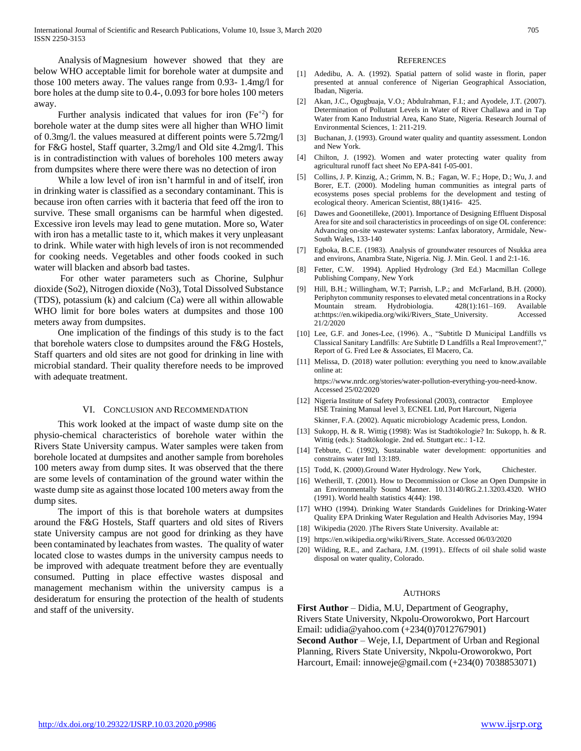Analysis of Magnesium however showed that they are below WHO acceptable limit for borehole water at dumpsite and those 100 meters away. The values range from 0.93- 1.4mg/l for bore holes at the dump site to 0.4-, 0.093 for bore holes 100 meters away.

Further analysis indicated that values for iron ($Fe^{+2}$) for borehole water at the dump sites were all higher than WHO limit of 0.3mg/l. the values measured at different points were 5.72mg/l for F&G hostel, Staff quarter, 3.2mg/l and Old site 4.2mg/l. This is in contradistinction with values of boreholes 100 meters away from dumpsites where there were there was no detection of iron

While a low level of iron isn't harmful in and of itself, iron in drinking water is classified as a secondary contaminant. This is because iron often carries with it bacteria that feed off the iron to survive. These small organisms can be harmful when digested. Excessive iron levels may lead to gene mutation. More so, Water with iron has a metallic taste to it, which makes it very unpleasant to drink. While water with high levels of iron is not recommended for cooking needs. Vegetables and other foods cooked in such water will blacken and absorb bad tastes.

For other water parameters such as Chorine, Sulphur dioxide (So2), Nitrogen dioxide (No3), Total Dissolved Substance (TDS), potassium (k) and calcium (Ca) were all within allowable WHO limit for bore boles waters at dumpsites and those 100 meters away from dumpsites.

One implication of the findings of this study is to the fact that borehole waters close to dumpsites around the F&G Hostels, Staff quarters and old sites are not good for drinking in line with microbial standard. Their quality therefore needs to be improved with adequate treatment.

## VI. Conclusion and Recommendation

This work looked at the impact of waste dump site on the physio-chemical characteristics of borehole water within the Rivers State University campus. Water samples were taken from borehole located at dumpsites and another sample from boreholes 100 meters away from dump sites. It was observed that the there are some levels of contamination of the ground water within the waste dump site as against those located 100 meters away from the dump sites.

The import of this is that borehole waters at dumpsites around the F&G Hostels, Staff quarters and old sites of Rivers state University campus are not good for drinking as they have been contaminated by leachates from wastes. The quality of water located close to wastes dumps in the university campus needs to be improved with adequate treatment before they are eventually consumed. Putting in place effective wastes disposal and management mechanism within the university campus is a desideratum for ensuring the protection of the health of students and staff of the university.

## References

[1] Adedibu, A. A. (1992). Spatial pattern of solid waste in florin, paper presented at annual conference of Nigerian Geographical Association, Ibadan, Nigeria.

[2] Akan, J.C., Ogugbuaja, V.O.; Abdulrahman, F.I.; and Ayodele, J.T. (2007). Determination of Pollutant Levels in Water of River Challawa and in Tap Water from Kano Industrial Area, Kano State, Nigeria. Research Journal of Environmental Sciences, 1: 211-219.

[3] Buchanan, J. (1993). Ground water quality and quantity assessment. London and New York.

[4] Chilton, J. (1992). Women and water protecting water quality from agricultural runoff fact sheet No EPA-841 f-05-001.

[5] Collins, J. P. Kinzig, A.; Grimm, N. B.; Fagan, W. F.; Hope, D.; Wu, J. and Borer, E.T. (2000). Modeling human communities as integral parts of ecosystems poses special problems for the development and testing of ecological theory. American Scientist, 88(1)416- 425.

[6] Dawes and Goonetilleke, (2001). Importance of Designing Effluent Disposal Area for site and soil characteristics in proceedings of on sige OL conference: Advancing on-site wastewater systems: Lanfax laboratory, Armidale, New-South Wales, 133-140

[7] Egboka, B.C.E. (1983). Analysis of groundwater resources of Nsukka area and environs, Anambra State, Nigeria. Nig. J. Min. Geol. 1 and 2:1-16.

[8] Fetter, C.W. 1994). Applied Hydrology (3rd Ed.) Macmillan College Publishing Company, New York

[9] Hill, B.H.; Willingham, W.T; Parrish, L.P.; and McFarland, B.H. (2000). Periphyton community responses to elevated metal concentrations in a Rocky Mountain stream. Hydrobiologia. 428(1):161–169. Available at:https://en.wikipedia.org/wiki/Rivers_State_University. Accessed 21/2/2020

[10] Lee, G.F. and Jones-Lee, (1996). A., "Subtitle D Municipal Landfills vs Classical Sanitary Landfills: Are Subtitle D Landfills a Real Improvement?," Report of G. Fred Lee & Associates, El Macero, Ca.

[11] Melissa, D. (2018) water pollution: everything you need to know.available online at:
https://www.nrdc.org/stories/water-pollution-everything-you-need-know. Accessed 25/02/2020

[12] Nigeria Institute of Safety Professional (2003), contractor Employee HSE Training Manual level 3, ECNEL Ltd, Port Harcourt, Nigeria
Skinner, F.A. (2002). Aquatic microbiology Academic press, London.

[13] Sukopp, H. & R. Wittig (1998): Was ist Stadtökologie? In: Sukopp, h. & R. Wittig (eds.): Stadtökologie. 2nd ed. Stuttgart etc.: 1-12.

[14] Tebbute, C. (1992), Sustainable water development: opportunities and constrains water Intl 13:189.

[15] Todd, K. (2000).Ground Water Hydrology. New York, Chichester.

[16] Wetherill, T. (2001). How to Decommission or Close an Open Dumpsite in an Environmentally Sound Manner. 10.13140/RG.2.1.3203.4320. WHO (1991). World health statistics 4(44): 198.

[17] WHO (1994). Drinking Water Standards Guidelines for Drinking-Water Quality EPA Drinking Water Regulation and Health Advisories May, 1994

[18] Wikipedia (2020. )The Rivers State University. Available at:

[19] https://en.wikipedia.org/wiki/Rivers_State. Accessed 06/03/2020

[20] Wilding, R.E., and Zachara, J.M. (1991).. Effects of oil shale solid waste disposal on water quality, Colorado.

## Authors

**First Author** – Didia, M.U, Department of Geography, Rivers State University, Nkpolu-Oroworokwo, Port Harcourt Email: udidia@yahoo.com (+234(0)7012767901)

**Second Author** – Weje, I.I, Department of Urban and Regional Planning, Rivers State University, Nkpolu-Oroworokwo, Port Harcourt, Email: innoweje@gmail.com (+234(0) 7038853071)